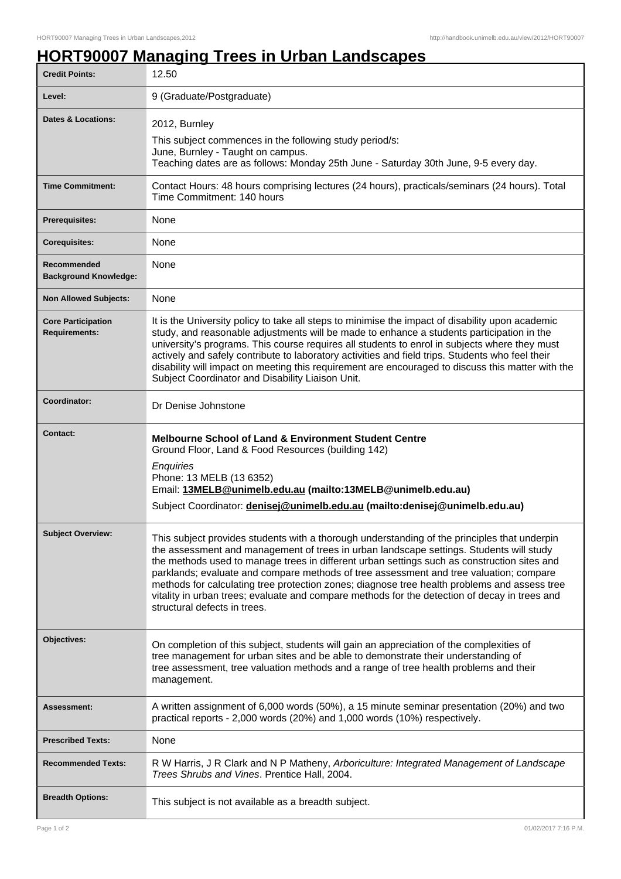# HORT90007 Managing Trees in Urban Landscapes

| | |
|---|---|
| **Credit Points:** | 12.50 |
| **Level:** | 9 (Graduate/Postgraduate) |
| **Dates & Locations:** | 2012, Burnley<br>This subject commences in the following study period/s:<br>June, Burnley - Taught on campus.<br>Teaching dates are as follows: Monday 25th June - Saturday 30th June, 9-5 every day. |
| **Time Commitment:** | Contact Hours: 48 hours comprising lectures (24 hours), practicals/seminars (24 hours). Total Time Commitment: 140 hours |
| **Prerequisites:** | None |
| **Corequisites:** | None |
| **Recommended Background Knowledge:** | None |
| **Non Allowed Subjects:** | None |
| **Core Participation Requirements:** | It is the University policy to take all steps to minimise the impact of disability upon academic study, and reasonable adjustments will be made to enhance a students participation in the university's programs. This course requires all students to enrol in subjects where they must actively and safely contribute to laboratory activities and field trips. Students who feel their disability will impact on meeting this requirement are encouraged to discuss this matter with the Subject Coordinator and Disability Liaison Unit. |
| **Coordinator:** | Dr Denise Johnstone |
| **Contact:** | **Melbourne School of Land & Environment Student Centre**<br>Ground Floor, Land & Food Resources (building 142)<br>*Enquiries*<br>Phone: 13 MELB (13 6352)<br>Email: **13MELB@unimelb.edu.au (mailto:13MELB@unimelb.edu.au)**<br>Subject Coordinator: **denisej@unimelb.edu.au (mailto:denisej@unimelb.edu.au)** |
| **Subject Overview:** | This subject provides students with a thorough understanding of the principles that underpin the assessment and management of trees in urban landscape settings. Students will study the methods used to manage trees in different urban settings such as construction sites and parklands; evaluate and compare methods of tree assessment and tree valuation; compare methods for calculating tree protection zones; diagnose tree health problems and assess tree vitality in urban trees; evaluate and compare methods for the detection of decay in trees and structural defects in trees. |
| **Objectives:** | On completion of this subject, students will gain an appreciation of the complexities of tree management for urban sites and be able to demonstrate their understanding of tree assessment, tree valuation methods and a range of tree health problems and their management. |
| **Assessment:** | A written assignment of 6,000 words (50%), a 15 minute seminar presentation (20%) and two practical reports - 2,000 words (20%) and 1,000 words (10%) respectively. |
| **Prescribed Texts:** | None |
| **Recommended Texts:** | R W Harris, J R Clark and N P Matheny, *Arboriculture: Integrated Management of Landscape Trees Shrubs and Vines*. Prentice Hall, 2004. |
| **Breadth Options:** | This subject is not available as a breadth subject. |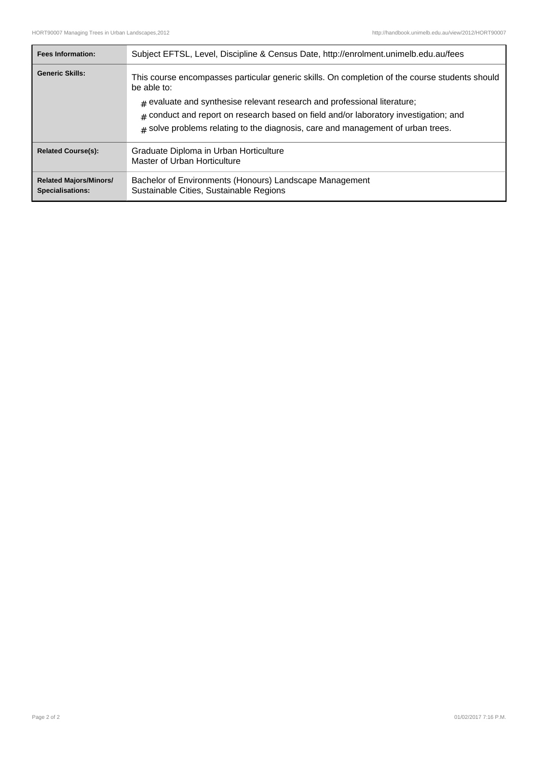| | |
|---|---|
| **Fees Information:** | Subject EFTSL, Level, Discipline & Census Date, http://enrolment.unimelb.edu.au/fees |
| **Generic Skills:** | This course encompasses particular generic skills. On completion of the course students should be able to:<br># evaluate and synthesise relevant research and professional literature;<br># conduct and report on research based on field and/or laboratory investigation; and<br># solve problems relating to the diagnosis, care and management of urban trees. |
| **Related Course(s):** | Graduate Diploma in Urban Horticulture<br>Master of Urban Horticulture |
| **Related Majors/Minors/ Specialisations:** | Bachelor of Environments (Honours) Landscape Management<br>Sustainable Cities, Sustainable Regions |